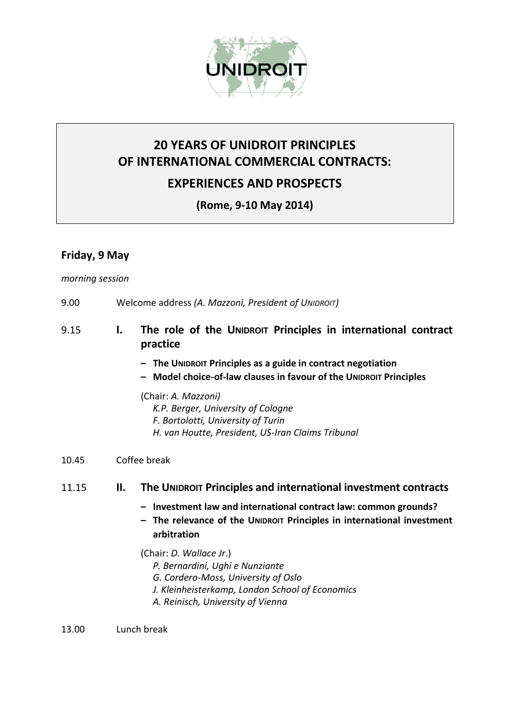UNIDROIT

# 20 YEARS OF UNIDROIT PRINCIPLES OF INTERNATIONAL COMMERCIAL CONTRACTS: EXPERIENCES AND PROSPECTS

**(Rome, 9-10 May 2014)**

## Friday, 9 May

*morning session*

9.00 Welcome address *(A. Mazzoni, President of UNIDROIT)*

9.15 **I. The role of the UNIDROIT Principles in international contract practice**

- **The UNIDROIT Principles as a guide in contract negotiation**
- **Model choice-of-law clauses in favour of the UNIDROIT Principles**

(Chair: *A. Mazzoni)*
*K.P. Berger, University of Cologne*
*F. Bortolotti, University of Turin*
*H. van Houtte, President, US-Iran Claims Tribunal*

10.45 Coffee break

11.15 **II. The UNIDROIT Principles and international investment contracts**

- **Investment law and international contract law: common grounds?**
- **The relevance of the UNIDROIT Principles in international investment arbitration**

(Chair: *D. Wallace Jr*.)
*P. Bernardini, Ughi e Nunziante*
*G. Cordero-Moss, University of Oslo*
*J. Kleinheisterkamp, London School of Economics*
*A. Reinisch, University of Vienna*

13.00 Lunch break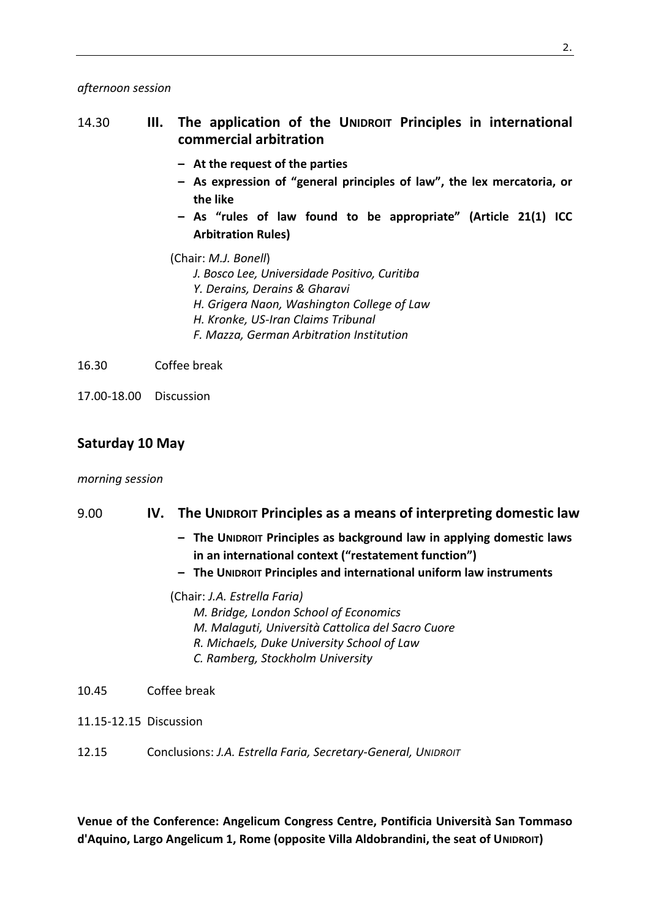*afternoon session*

14.30 **III. The application of the UNIDROIT Principles in international commercial arbitration**

- **At the request of the parties**
- **As expression of "general principles of law", the lex mercatoria, or the like**
- **As "rules of law found to be appropriate" (Article 21(1) ICC Arbitration Rules)**

(Chair: *M.J. Bonell*)
*J. Bosco Lee, Universidade Positivo, Curitiba*
*Y. Derains, Derains & Gharavi*
*H. Grigera Naon, Washington College of Law*
*H. Kronke, US-Iran Claims Tribunal*
*F. Mazza, German Arbitration Institution*

16.30 Coffee break

17.00-18.00 Discussion

## Saturday 10 May

*morning session*

9.00 **IV. The UNIDROIT Principles as a means of interpreting domestic law**

- **The UNIDROIT Principles as background law in applying domestic laws in an international context ("restatement function")**
- **The UNIDROIT Principles and international uniform law instruments**

(Chair: *J.A. Estrella Faria)*
*M. Bridge, London School of Economics*
*M. Malaguti, Università Cattolica del Sacro Cuore*
*R. Michaels, Duke University School of Law*
*C. Ramberg, Stockholm University*

10.45 Coffee break

11.15-12.15 Discussion

12.15 Conclusions: *J.A. Estrella Faria, Secretary-General, UNIDROIT*

**Venue of the Conference: Angelicum Congress Centre, Pontificia Università San Tommaso d'Aquino, Largo Angelicum 1, Rome (opposite Villa Aldobrandini, the seat of UNIDROIT)**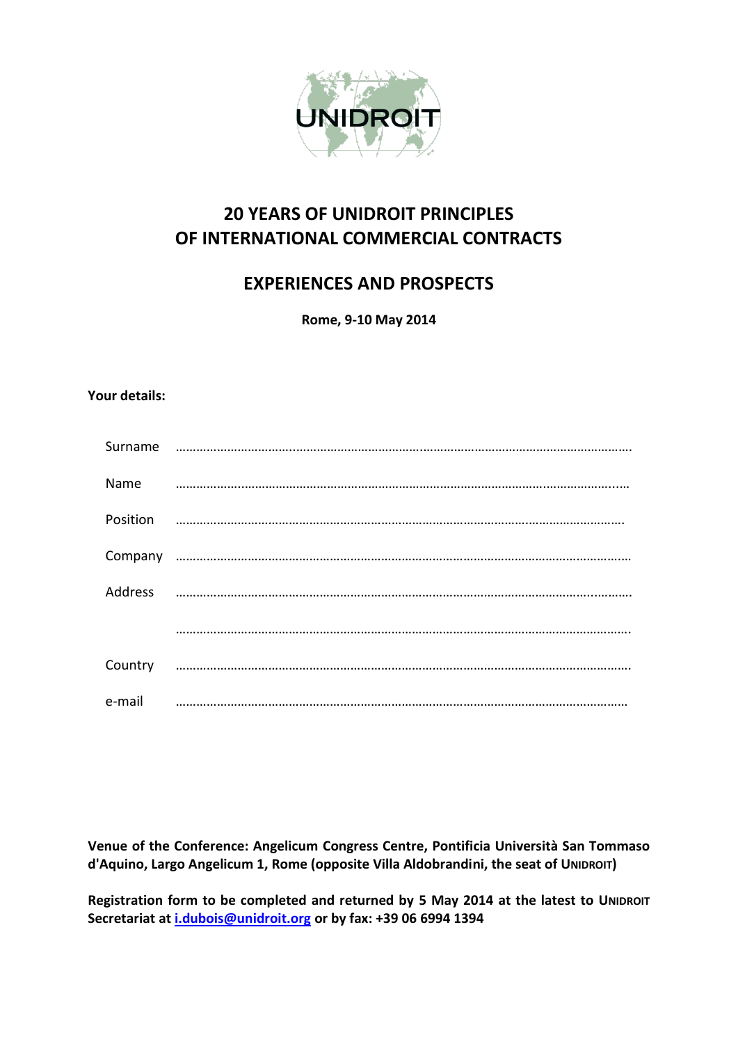UNIDROIT

# 20 YEARS OF UNIDROIT PRINCIPLES OF INTERNATIONAL COMMERCIAL CONTRACTS

## EXPERIENCES AND PROSPECTS

**Rome, 9-10 May 2014**

**Your details:**

Surname ……………………………………………………………………………………………………………………….

Name ……………………………………………………………………………………………………………………….

Position ……………………………………………………………………………………………………………………….

Company ……………………………………………………………………………………………………………………….

Address ……………………………………………………………………………………………………………………….

……………………………………………………………………………………………………………………….

Country ……………………………………………………………………………………………………………………….

e-mail ……………………………………………………………………………………………………………………….

**Venue of the Conference: Angelicum Congress Centre, Pontificia Università San Tommaso d'Aquino, Largo Angelicum 1, Rome (opposite Villa Aldobrandini, the seat of UNIDROIT)**

**Registration form to be completed and returned by 5 May 2014 at the latest to UNIDROIT Secretariat at i.dubois@unidroit.org or by fax: +39 06 6994 1394**